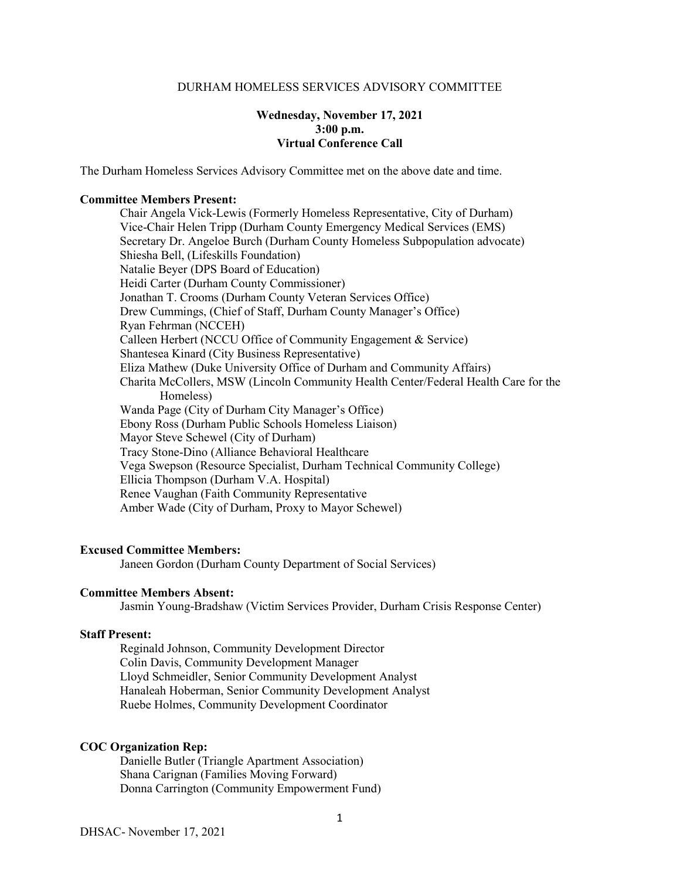DURHAM HOMELESS SERVICES ADVISORY COMMITTEE

**Wednesday, November 17, 2021**
**3:00 p.m.**
**Virtual Conference Call**

The Durham Homeless Services Advisory Committee met on the above date and time.

**Committee Members Present:**

Chair Angela Vick-Lewis (Formerly Homeless Representative, City of Durham)
Vice-Chair Helen Tripp (Durham County Emergency Medical Services (EMS)
Secretary Dr. Angeloe Burch (Durham County Homeless Subpopulation advocate)
Shiesha Bell, (Lifeskills Foundation)
Natalie Beyer (DPS Board of Education)
Heidi Carter (Durham County Commissioner)
Jonathan T. Crooms (Durham County Veteran Services Office)
Drew Cummings, (Chief of Staff, Durham County Manager's Office)
Ryan Fehrman (NCCEH)
Calleen Herbert (NCCU Office of Community Engagement & Service)
Shantesea Kinard (City Business Representative)
Eliza Mathew (Duke University Office of Durham and Community Affairs)
Charita McCollers, MSW (Lincoln Community Health Center/Federal Health Care for the Homeless)
Wanda Page (City of Durham City Manager's Office)
Ebony Ross (Durham Public Schools Homeless Liaison)
Mayor Steve Schewel (City of Durham)
Tracy Stone-Dino (Alliance Behavioral Healthcare
Vega Swepson (Resource Specialist, Durham Technical Community College)
Ellicia Thompson (Durham V.A. Hospital)
Renee Vaughan (Faith Community Representative
Amber Wade (City of Durham, Proxy to Mayor Schewel)

**Excused Committee Members:**

Janeen Gordon (Durham County Department of Social Services)

**Committee Members Absent:**

Jasmin Young-Bradshaw (Victim Services Provider, Durham Crisis Response Center)

**Staff Present:**

Reginald Johnson, Community Development Director
Colin Davis, Community Development Manager
Lloyd Schmeidler, Senior Community Development Analyst
Hanaleah Hoberman, Senior Community Development Analyst
Ruebe Holmes, Community Development Coordinator

**COC Organization Rep:**

Danielle Butler (Triangle Apartment Association)
Shana Carignan (Families Moving Forward)
Donna Carrington (Community Empowerment Fund)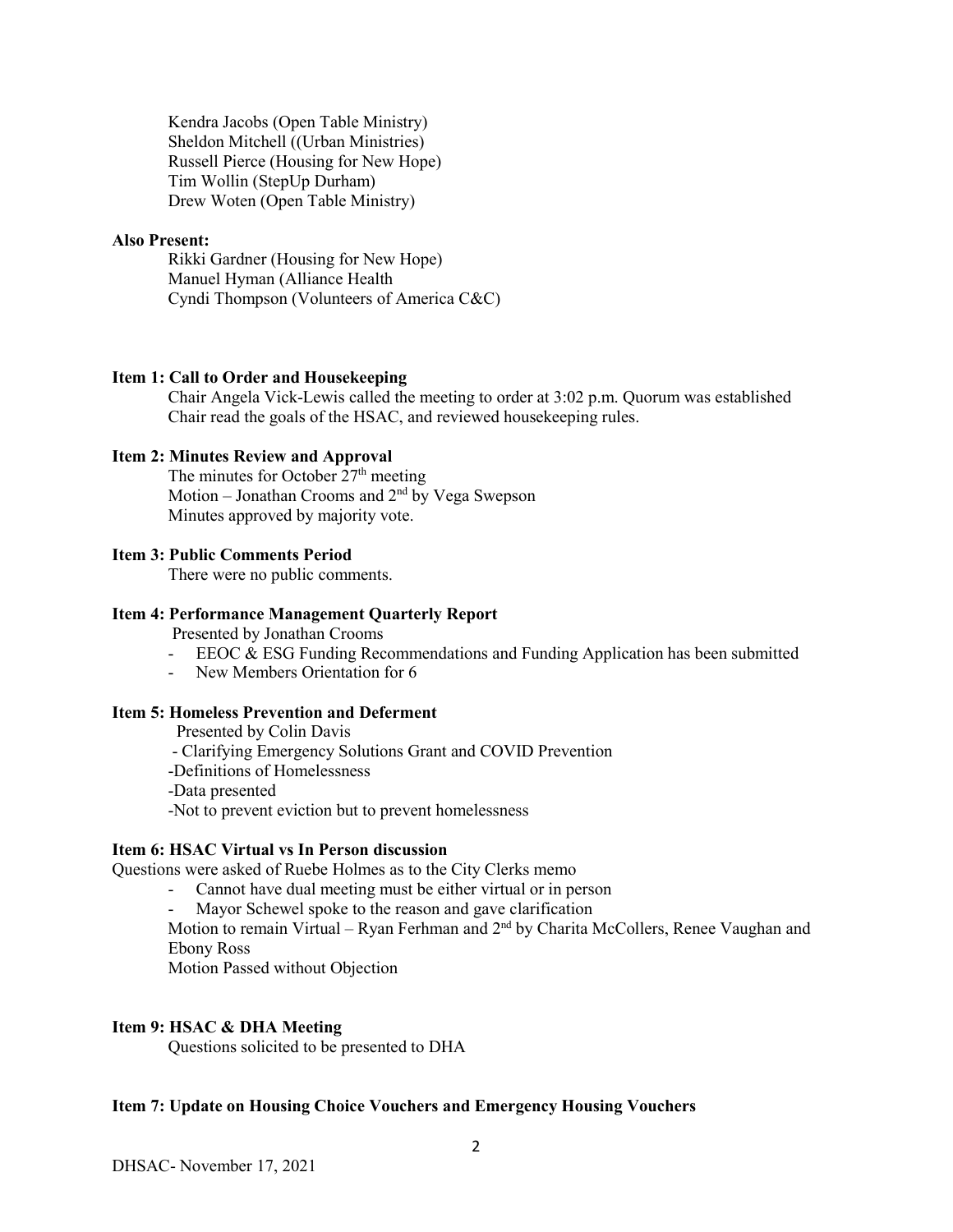Kendra Jacobs (Open Table Ministry)
Sheldon Mitchell ((Urban Ministries)
Russell Pierce (Housing for New Hope)
Tim Wollin (StepUp Durham)
Drew Woten (Open Table Ministry)

**Also Present:**

Rikki Gardner (Housing for New Hope)
Manuel Hyman (Alliance Health
Cyndi Thompson (Volunteers of America C&C)

**Item 1: Call to Order and Housekeeping**

Chair Angela Vick-Lewis called the meeting to order at 3:02 p.m. Quorum was established
Chair read the goals of the HSAC, and reviewed housekeeping rules.

**Item 2: Minutes Review and Approval**

The minutes for October 27th meeting
Motion – Jonathan Crooms and 2nd by Vega Swepson
Minutes approved by majority vote.

**Item 3: Public Comments Period**

There were no public comments.

**Item 4: Performance Management Quarterly Report**

Presented by Jonathan Crooms

- EEOC & ESG Funding Recommendations and Funding Application has been submitted
- New Members Orientation for 6

**Item 5: Homeless Prevention and Deferment**

Presented by Colin Davis

- Clarifying Emergency Solutions Grant and COVID Prevention
- Definitions of Homelessness
- Data presented
- Not to prevent eviction but to prevent homelessness

**Item 6: HSAC Virtual vs In Person discussion**

Questions were asked of Ruebe Holmes as to the City Clerks memo

- Cannot have dual meeting must be either virtual or in person
- Mayor Schewel spoke to the reason and gave clarification

Motion to remain Virtual – Ryan Ferhman and 2nd by Charita McCollers, Renee Vaughan and Ebony Ross
Motion Passed without Objection

**Item 9: HSAC & DHA Meeting**

Questions solicited to be presented to DHA

**Item 7: Update on Housing Choice Vouchers and Emergency Housing Vouchers**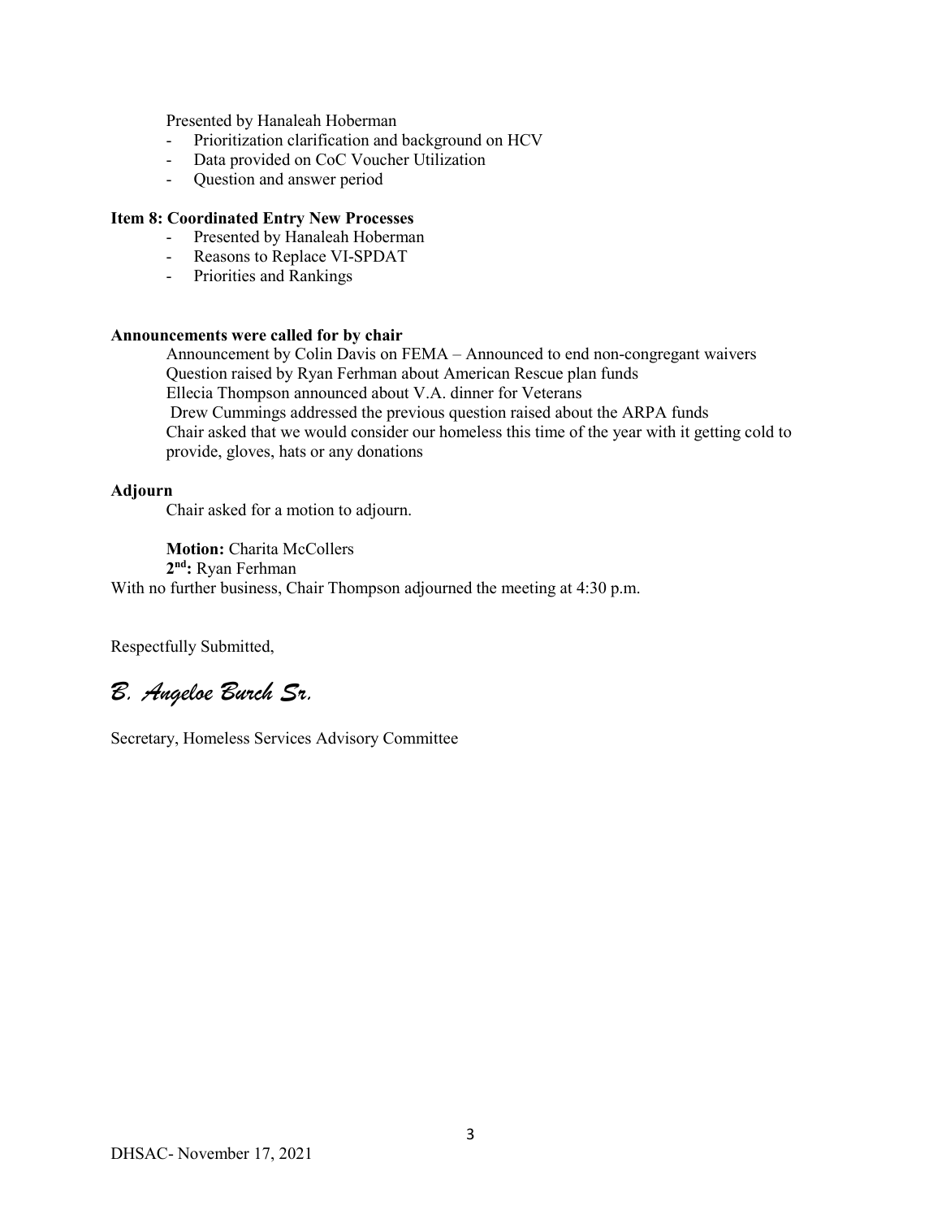Presented by Hanaleah Hoberman

- Prioritization clarification and background on HCV
- Data provided on CoC Voucher Utilization
- Question and answer period

**Item 8: Coordinated Entry New Processes**

- Presented by Hanaleah Hoberman
- Reasons to Replace VI-SPDAT
- Priorities and Rankings

**Announcements were called for by chair**

Announcement by Colin Davis on FEMA – Announced to end non-congregant waivers
Question raised by Ryan Ferhman about American Rescue plan funds
Ellecia Thompson announced about V.A. dinner for Veterans
Drew Cummings addressed the previous question raised about the ARPA funds
Chair asked that we would consider our homeless this time of the year with it getting cold to provide, gloves, hats or any donations

**Adjourn**

Chair asked for a motion to adjourn.

**Motion:** Charita McCollers
**2nd:** Ryan Ferhman
With no further business, Chair Thompson adjourned the meeting at 4:30 p.m.

Respectfully Submitted,

*B. Angeloe Burch Sr.*

Secretary, Homeless Services Advisory Committee